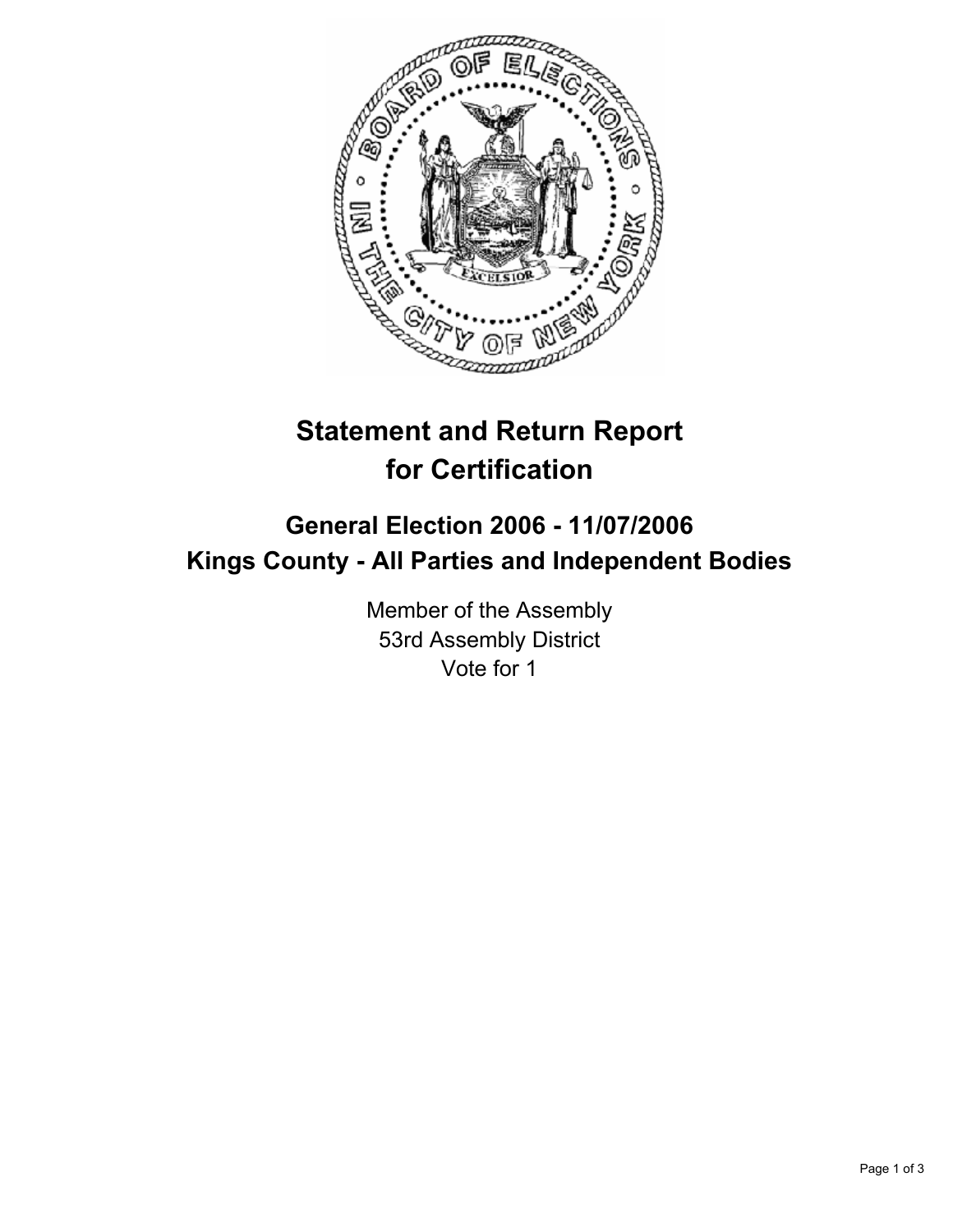# Statement and Return Report for Certification

## General Election 2006 - 11/07/2006

## Kings County - All Parties and Independent Bodies

Member of the Assembly
53rd Assembly District
Vote for 1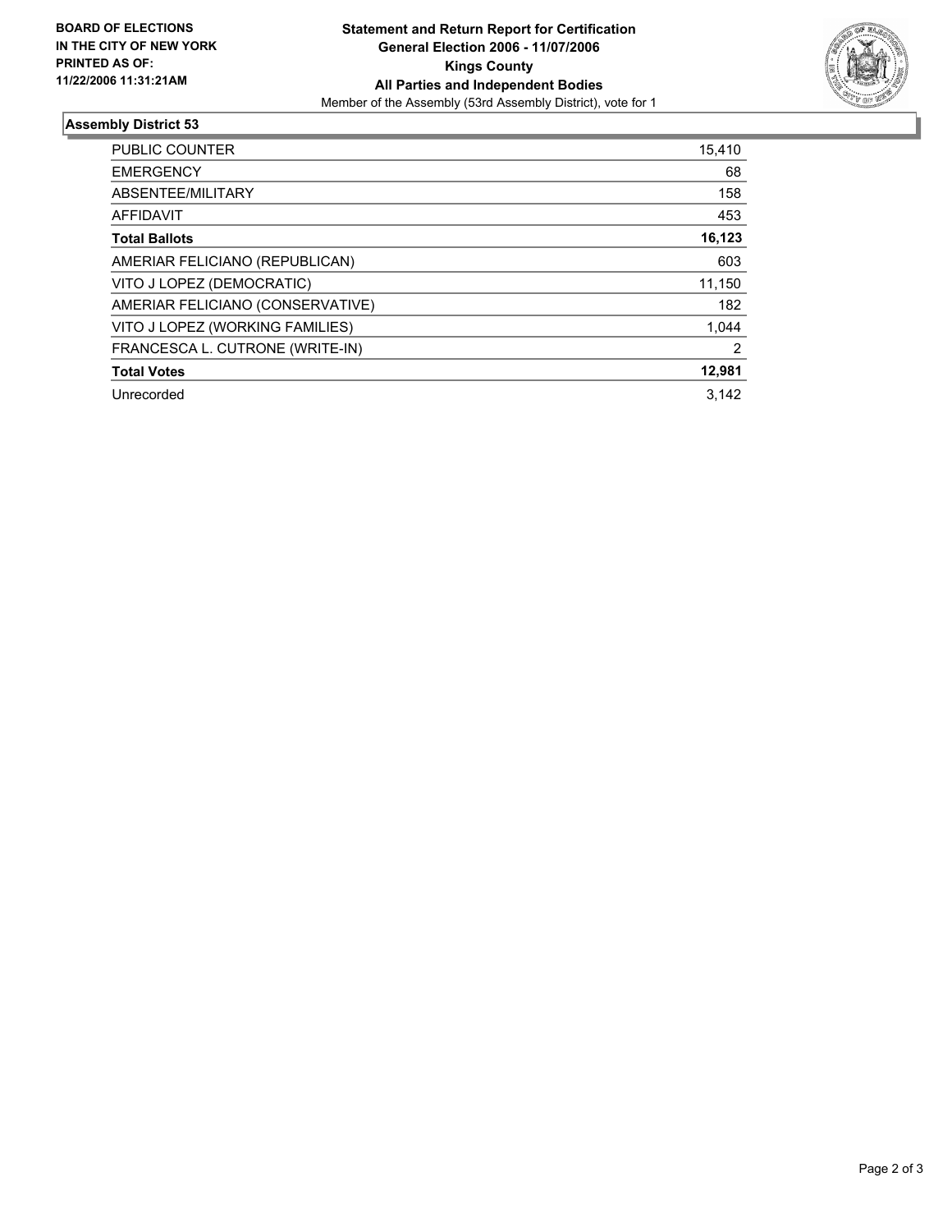**BOARD OF ELECTIONS IN THE CITY OF NEW YORK PRINTED AS OF: 11/22/2006 11:31:21AM**

**Statement and Return Report for Certification**
**General Election 2006 - 11/07/2006**
**Kings County**
**All Parties and Independent Bodies**
Member of the Assembly (53rd Assembly District), vote for 1

## Assembly District 53

| | |
|---|---|
| PUBLIC COUNTER | 15,410 |
| EMERGENCY | 68 |
| ABSENTEE/MILITARY | 158 |
| AFFIDAVIT | 453 |
| **Total Ballots** | **16,123** |
| AMERIAR FELICIANO (REPUBLICAN) | 603 |
| VITO J LOPEZ (DEMOCRATIC) | 11,150 |
| AMERIAR FELICIANO (CONSERVATIVE) | 182 |
| VITO J LOPEZ (WORKING FAMILIES) | 1,044 |
| FRANCESCA L. CUTRONE (WRITE-IN) | 2 |
| **Total Votes** | **12,981** |
| Unrecorded | 3,142 |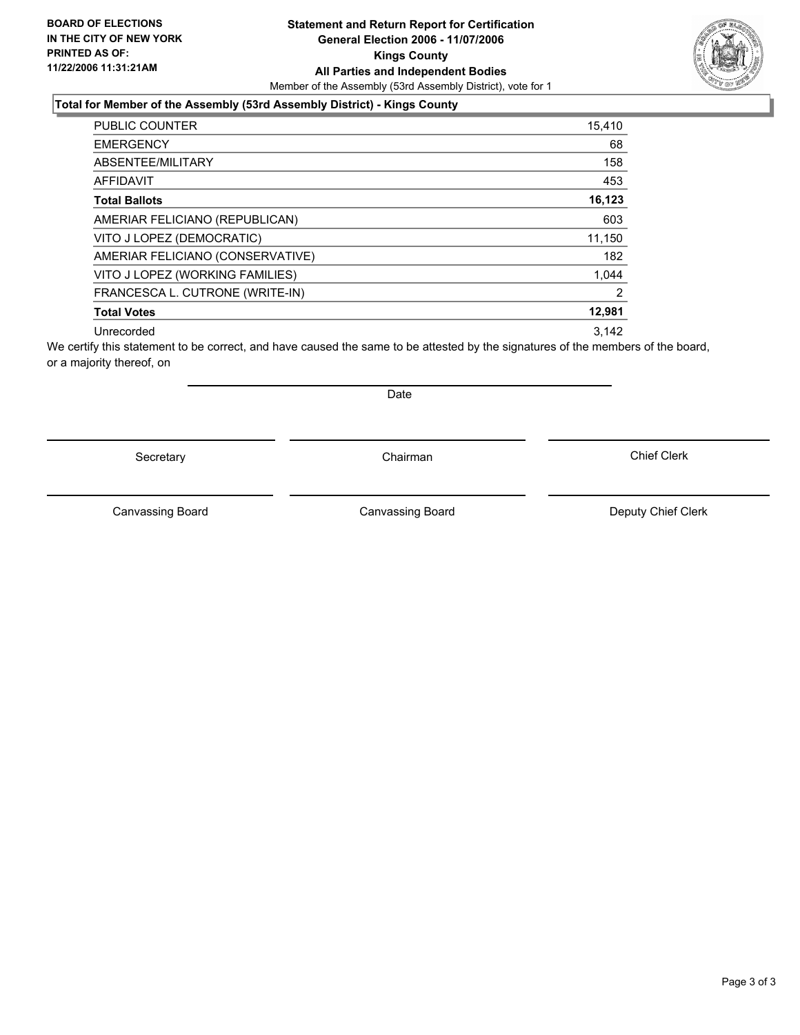**BOARD OF ELECTIONS IN THE CITY OF NEW YORK PRINTED AS OF: 11/22/2006 11:31:21AM**

**Statement and Return Report for Certification**
**General Election 2006 - 11/07/2006**
**Kings County**
**All Parties and Independent Bodies**
Member of the Assembly (53rd Assembly District), vote for 1

### Total for Member of the Assembly (53rd Assembly District) - Kings County

| | |
|---|---|
| PUBLIC COUNTER | 15,410 |
| EMERGENCY | 68 |
| ABSENTEE/MILITARY | 158 |
| AFFIDAVIT | 453 |
| **Total Ballots** | **16,123** |
| AMERIAR FELICIANO (REPUBLICAN) | 603 |
| VITO J LOPEZ (DEMOCRATIC) | 11,150 |
| AMERIAR FELICIANO (CONSERVATIVE) | 182 |
| VITO J LOPEZ (WORKING FAMILIES) | 1,044 |
| FRANCESCA L. CUTRONE (WRITE-IN) | 2 |
| **Total Votes** | **12,981** |
| Unrecorded | 3,142 |

We certify this statement to be correct, and have caused the same to be attested by the signatures of the members of the board, or a majority thereof, on

Date

Secretary

Chairman

Chief Clerk

Canvassing Board

Canvassing Board

Deputy Chief Clerk